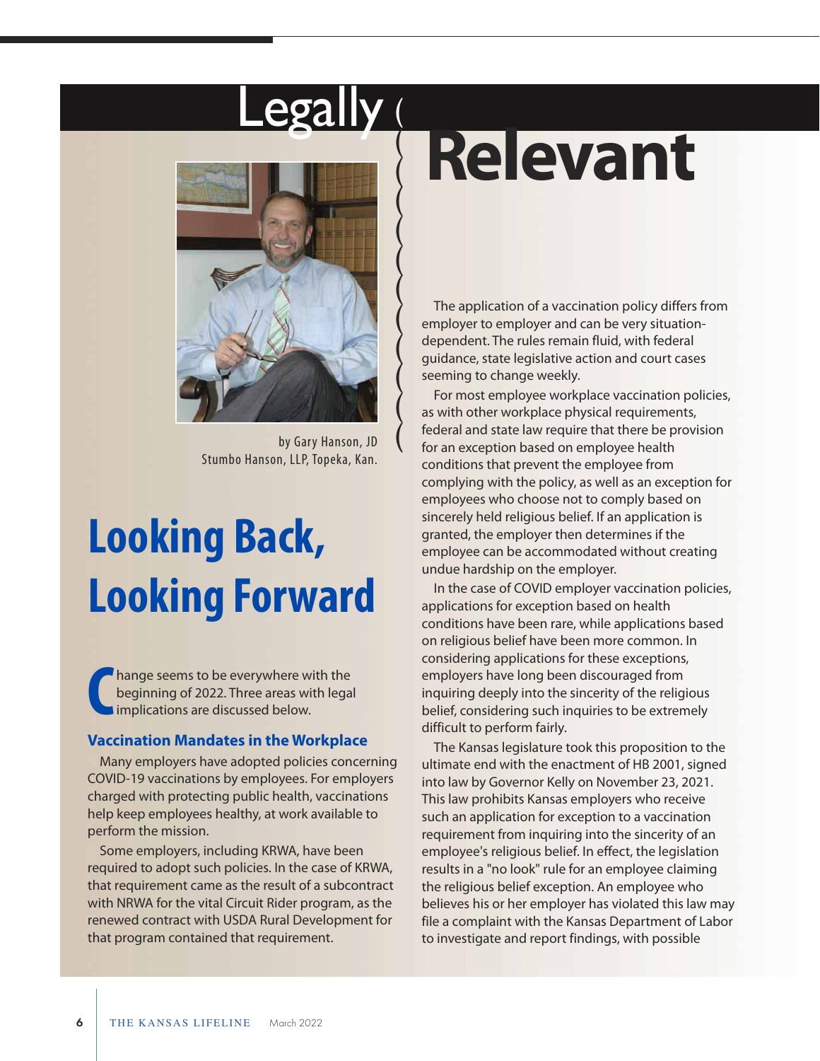# Legally Relevant

by Gary Hanson, JD
Stumbo Hanson, LLP, Topeka, Kan.

## Looking Back, Looking Forward

Change seems to be everywhere with the beginning of 2022. Three areas with legal implications are discussed below.

### Vaccination Mandates in the Workplace

Many employers have adopted policies concerning COVID-19 vaccinations by employees. For employers charged with protecting public health, vaccinations help keep employees healthy, at work available to perform the mission.

Some employers, including KRWA, have been required to adopt such policies. In the case of KRWA, that requirement came as the result of a subcontract with NRWA for the vital Circuit Rider program, as the renewed contract with USDA Rural Development for that program contained that requirement.

The application of a vaccination policy differs from employer to employer and can be very situation-dependent. The rules remain fluid, with federal guidance, state legislative action and court cases seeming to change weekly.

For most employee workplace vaccination policies, as with other workplace physical requirements, federal and state law require that there be provision for an exception based on employee health conditions that prevent the employee from complying with the policy, as well as an exception for employees who choose not to comply based on sincerely held religious belief. If an application is granted, the employer then determines if the employee can be accommodated without creating undue hardship on the employer.

In the case of COVID employer vaccination policies, applications for exception based on health conditions have been rare, while applications based on religious belief have been more common. In considering applications for these exceptions, employers have long been discouraged from inquiring deeply into the sincerity of the religious belief, considering such inquiries to be extremely difficult to perform fairly.

The Kansas legislature took this proposition to the ultimate end with the enactment of HB 2001, signed into law by Governor Kelly on November 23, 2021. This law prohibits Kansas employers who receive such an application for exception to a vaccination requirement from inquiring into the sincerity of an employee's religious belief. In effect, the legislation results in a "no look" rule for an employee claiming the religious belief exception. An employee who believes his or her employer has violated this law may file a complaint with the Kansas Department of Labor to investigate and report findings, with possible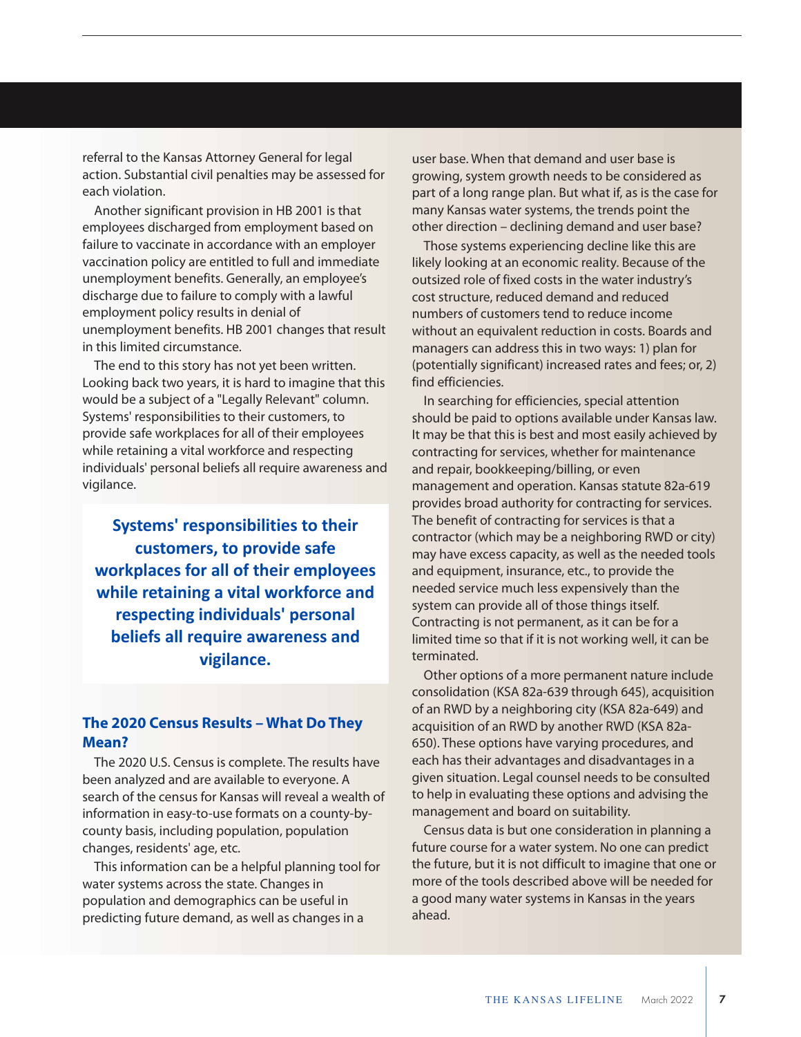referral to the Kansas Attorney General for legal action. Substantial civil penalties may be assessed for each violation.

Another significant provision in HB 2001 is that employees discharged from employment based on failure to vaccinate in accordance with an employer vaccination policy are entitled to full and immediate unemployment benefits. Generally, an employee's discharge due to failure to comply with a lawful employment policy results in denial of unemployment benefits. HB 2001 changes that result in this limited circumstance.

The end to this story has not yet been written. Looking back two years, it is hard to imagine that this would be a subject of a "Legally Relevant" column. Systems' responsibilities to their customers, to provide safe workplaces for all of their employees while retaining a vital workforce and respecting individuals' personal beliefs all require awareness and vigilance.

> **Systems' responsibilities to their customers, to provide safe workplaces for all of their employees while retaining a vital workforce and respecting individuals' personal beliefs all require awareness and vigilance.**

## The 2020 Census Results – What Do They Mean?

The 2020 U.S. Census is complete. The results have been analyzed and are available to everyone. A search of the census for Kansas will reveal a wealth of information in easy-to-use formats on a county-by-county basis, including population, population changes, residents' age, etc.

This information can be a helpful planning tool for water systems across the state. Changes in population and demographics can be useful in predicting future demand, as well as changes in a user base. When that demand and user base is growing, system growth needs to be considered as part of a long range plan. But what if, as is the case for many Kansas water systems, the trends point the other direction – declining demand and user base?

Those systems experiencing decline like this are likely looking at an economic reality. Because of the outsized role of fixed costs in the water industry's cost structure, reduced demand and reduced numbers of customers tend to reduce income without an equivalent reduction in costs. Boards and managers can address this in two ways: 1) plan for (potentially significant) increased rates and fees; or, 2) find efficiencies.

In searching for efficiencies, special attention should be paid to options available under Kansas law. It may be that this is best and most easily achieved by contracting for services, whether for maintenance and repair, bookkeeping/billing, or even management and operation. Kansas statute 82a-619 provides broad authority for contracting for services. The benefit of contracting for services is that a contractor (which may be a neighboring RWD or city) may have excess capacity, as well as the needed tools and equipment, insurance, etc., to provide the needed service much less expensively than the system can provide all of those things itself. Contracting is not permanent, as it can be for a limited time so that if it is not working well, it can be terminated.

Other options of a more permanent nature include consolidation (KSA 82a-639 through 645), acquisition of an RWD by a neighboring city (KSA 82a-649) and acquisition of an RWD by another RWD (KSA 82a-650). These options have varying procedures, and each has their advantages and disadvantages in a given situation. Legal counsel needs to be consulted to help in evaluating these options and advising the management and board on suitability.

Census data is but one consideration in planning a future course for a water system. No one can predict the future, but it is not difficult to imagine that one or more of the tools described above will be needed for a good many water systems in Kansas in the years ahead.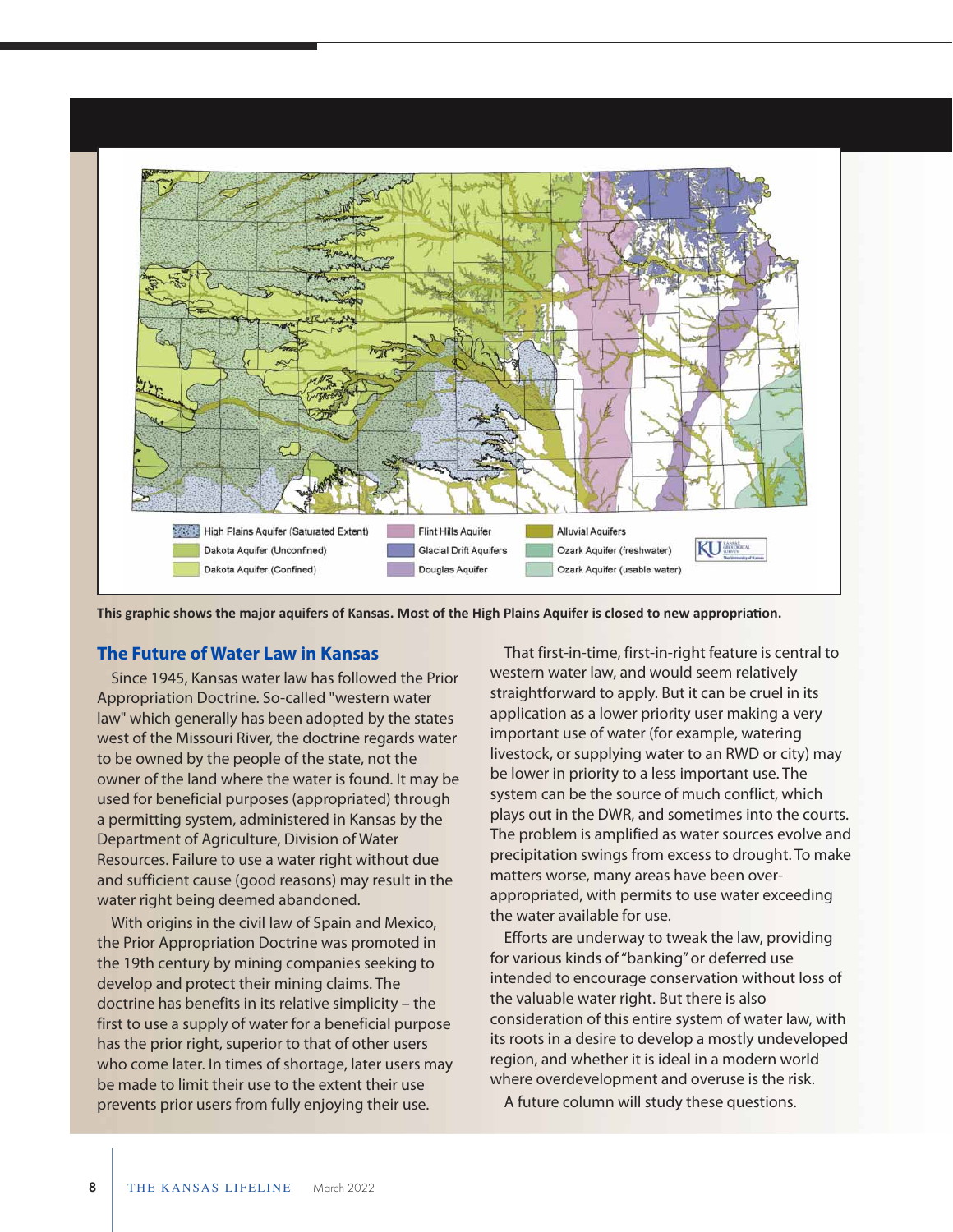This graphic shows the major aquifers of Kansas. Most of the High Plains Aquifer is closed to new appropriation.

## The Future of Water Law in Kansas

Since 1945, Kansas water law has followed the Prior Appropriation Doctrine. So-called "western water law" which generally has been adopted by the states west of the Missouri River, the doctrine regards water to be owned by the people of the state, not the owner of the land where the water is found. It may be used for beneficial purposes (appropriated) through a permitting system, administered in Kansas by the Department of Agriculture, Division of Water Resources. Failure to use a water right without due and sufficient cause (good reasons) may result in the water right being deemed abandoned.

With origins in the civil law of Spain and Mexico, the Prior Appropriation Doctrine was promoted in the 19th century by mining companies seeking to develop and protect their mining claims. The doctrine has benefits in its relative simplicity – the first to use a supply of water for a beneficial purpose has the prior right, superior to that of other users who come later. In times of shortage, later users may be made to limit their use to the extent their use prevents prior users from fully enjoying their use.

That first-in-time, first-in-right feature is central to western water law, and would seem relatively straightforward to apply. But it can be cruel in its application as a lower priority user making a very important use of water (for example, watering livestock, or supplying water to an RWD or city) may be lower in priority to a less important use. The system can be the source of much conflict, which plays out in the DWR, and sometimes into the courts. The problem is amplified as water sources evolve and precipitation swings from excess to drought. To make matters worse, many areas have been over-appropriated, with permits to use water exceeding the water available for use.

Efforts are underway to tweak the law, providing for various kinds of "banking" or deferred use intended to encourage conservation without loss of the valuable water right. But there is also consideration of this entire system of water law, with its roots in a desire to develop a mostly undeveloped region, and whether it is ideal in a modern world where overdevelopment and overuse is the risk.

A future column will study these questions.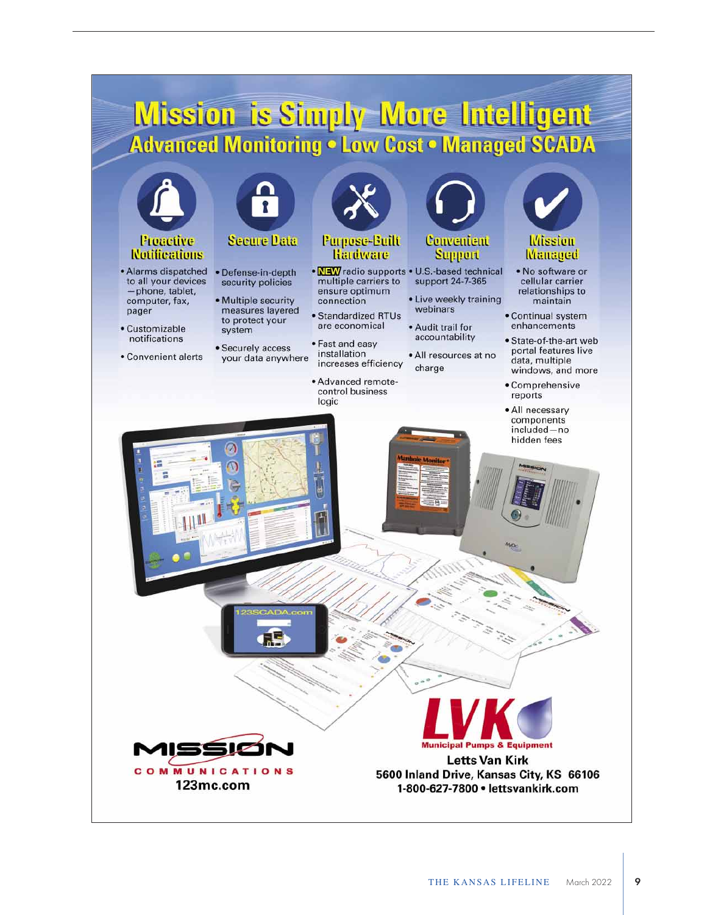# Mission is Simply More Intelligent

## Advanced Monitoring • Low Cost • Managed SCADA

### Proactive Notifications

- Alarms dispatched to all your devices —phone, tablet, computer, fax, pager
- Customizable notifications
- Convenient alerts

### Secure Data

- Defense-in-depth security policies
- Multiple security measures layered to protect your system
- Securely access your data anywhere

### Purpose-Built Hardware

- NEW radio supports multiple carriers to ensure optimum connection
- Standardized RTUs are economical
- Fast and easy installation increases efficiency
- Advanced remote-control business logic

### Convenient Support

- U.S.-based technical support 24-7-365
- Live weekly training webinars
- Audit trail for accountability
- All resources at no charge

### Mission Managed

- No software or cellular carrier relationships to maintain
- Continual system enhancements
- State-of-the-art web portal features live data, multiple windows, and more
- Comprehensive reports
- All necessary components included—no hidden fees

MISSION COMMUNICATIONS
123mc.com

LVK Municipal Pumps & Equipment
Letts Van Kirk
5600 Inland Drive, Kansas City, KS 66106
1-800-627-7800 • lettsvankirk.com